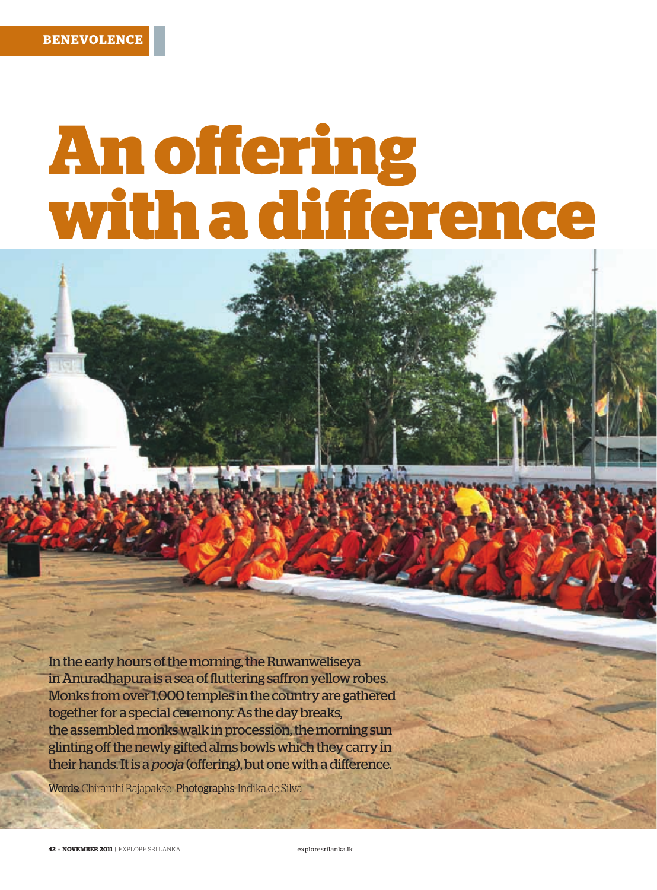BENEVOLENCE

# An offering with a difference

In the early hours of the morning, the Ruwanweliseya in Anuradhapura is a sea of fluttering saffron yellow robes. Monks from over 1,000 temples in the country are gathered together for a special ceremony. As the day breaks, the assembled monks walk in procession, the morning sun glinting off the newly gifted alms bowls which they carry in their hands. It is a *pooja* (offering), but one with a difference.

**Words:** Chiranthi Rajapakse **Photographs:** Indika de Silva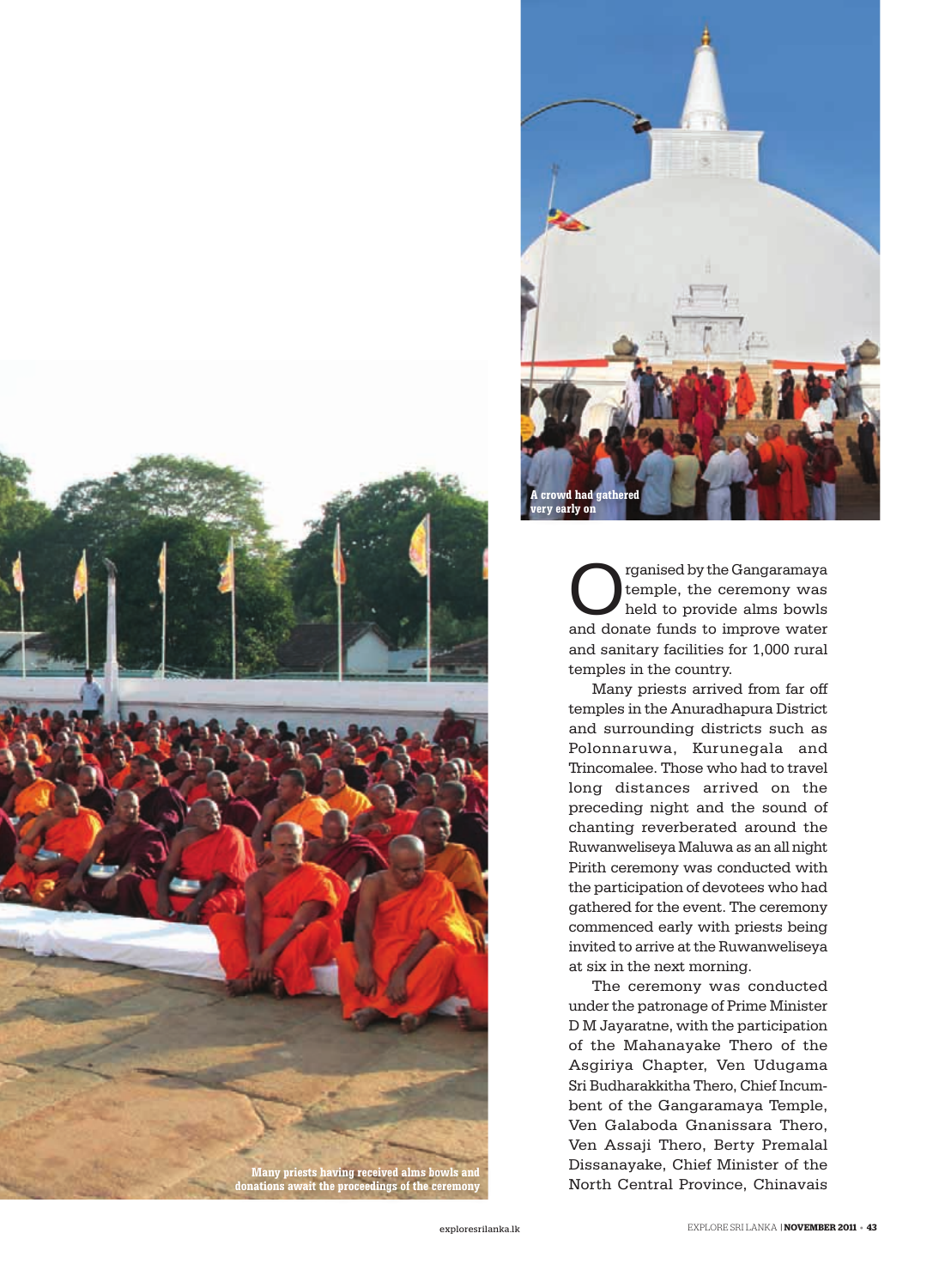A crowd had gathered very early on

Organised by the Gangaramaya temple, the ceremony was held to provide alms bowls and donate funds to improve water and sanitary facilities for 1,000 rural temples in the country.

Many priests arrived from far off temples in the Anuradhapura District and surrounding districts such as Polonnaruwa, Kurunegala and Trincomalee. Those who had to travel long distances arrived on the preceding night and the sound of chanting reverberated around the Ruwanweliseya Maluwa as an all night Pirith ceremony was conducted with the participation of devotees who had gathered for the event. The ceremony commenced early with priests being invited to arrive at the Ruwanweliseya at six in the next morning.

The ceremony was conducted under the patronage of Prime Minister D M Jayaratne, with the participation of the Mahanayake Thero of the Asgiriya Chapter, Ven Udugama Sri Budharakkitha Thero, Chief Incumbent of the Gangaramaya Temple, Ven Galaboda Gnanissara Thero, Ven Assaji Thero, Berty Premalal Dissanayake, Chief Minister of the North Central Province, Chinavais

Many priests having received alms bowls and donations await the proceedings of the ceremony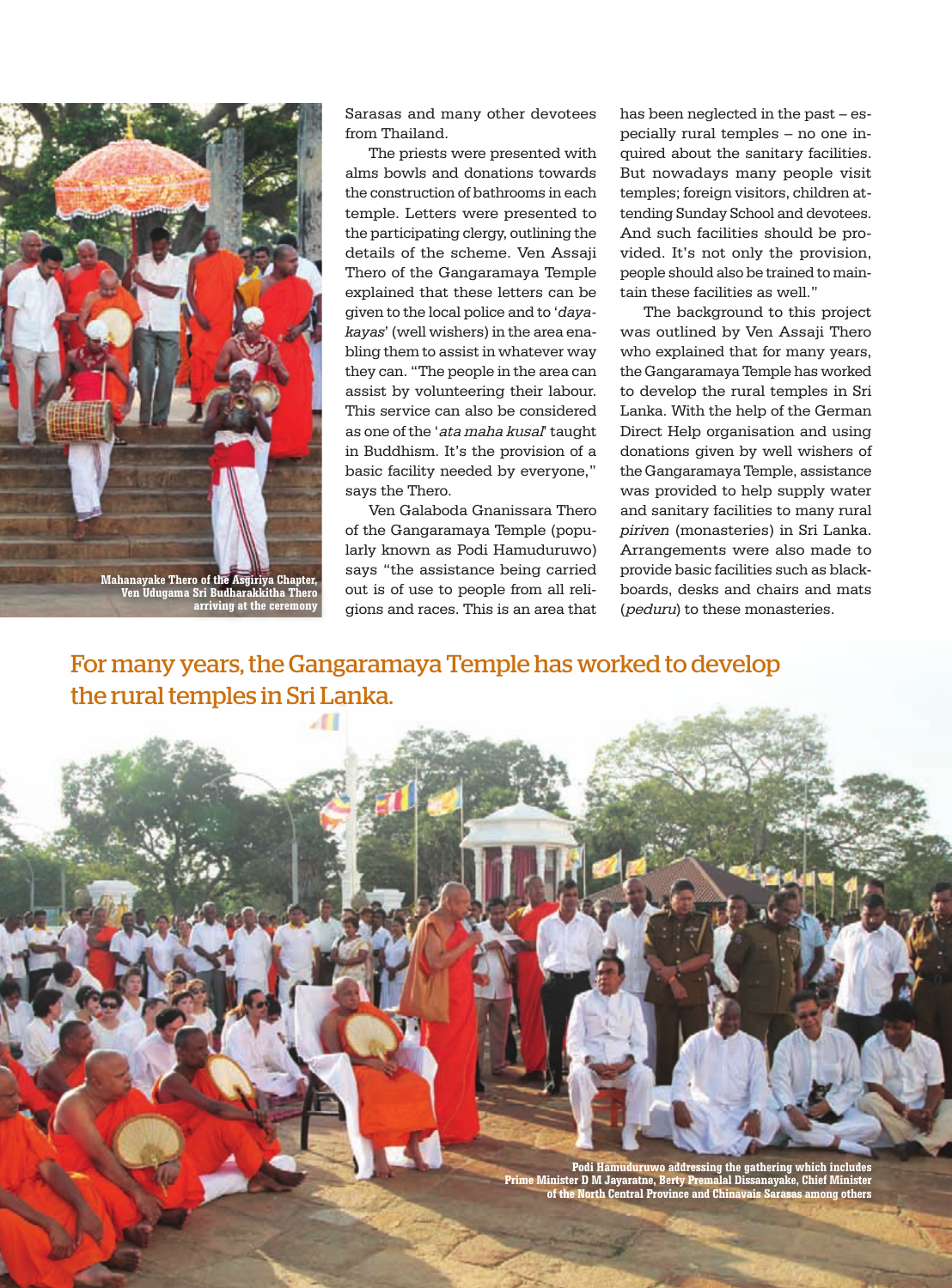Mahanayake Thero of the Asgiriya Chapter, Ven Udugama Sri Budharakkitha Thero arriving at the ceremony

Sarasas and many other devotees from Thailand.

The priests were presented with alms bowls and donations towards the construction of bathrooms in each temple. Letters were presented to the participating clergy, outlining the details of the scheme. Ven Assaji Thero of the Gangaramaya Temple explained that these letters can be given to the local police and to '*dayakayas*' (well wishers) in the area enabling them to assist in whatever way they can. "The people in the area can assist by volunteering their labour. This service can also be considered as one of the '*ata maha kusal*' taught in Buddhism. It's the provision of a basic facility needed by everyone," says the Thero.

Ven Galaboda Gnanissara Thero of the Gangaramaya Temple (popularly known as Podi Hamuduruwo) says "the assistance being carried out is of use to people from all religions and races. This is an area that has been neglected in the past – especially rural temples – no one inquired about the sanitary facilities. But nowadays many people visit temples; foreign visitors, children attending Sunday School and devotees. And such facilities should be provided. It's not only the provision, people should also be trained to maintain these facilities as well."

The background to this project was outlined by Ven Assaji Thero who explained that for many years, the Gangaramaya Temple has worked to develop the rural temples in Sri Lanka. With the help of the German Direct Help organisation and using donations given by well wishers of the Gangaramaya Temple, assistance was provided to help supply water and sanitary facilities to many rural *piriven* (monasteries) in Sri Lanka. Arrangements were also made to provide basic facilities such as blackboards, desks and chairs and mats (*peduru*) to these monasteries.

## For many years, the Gangaramaya Temple has worked to develop the rural temples in Sri Lanka.

Podi Hamuduruwo addressing the gathering which includes Prime Minister D M Jayaratne, Berty Premalal Dissanayake, Chief Minister of the North Central Province and Chinavais Sarasas among others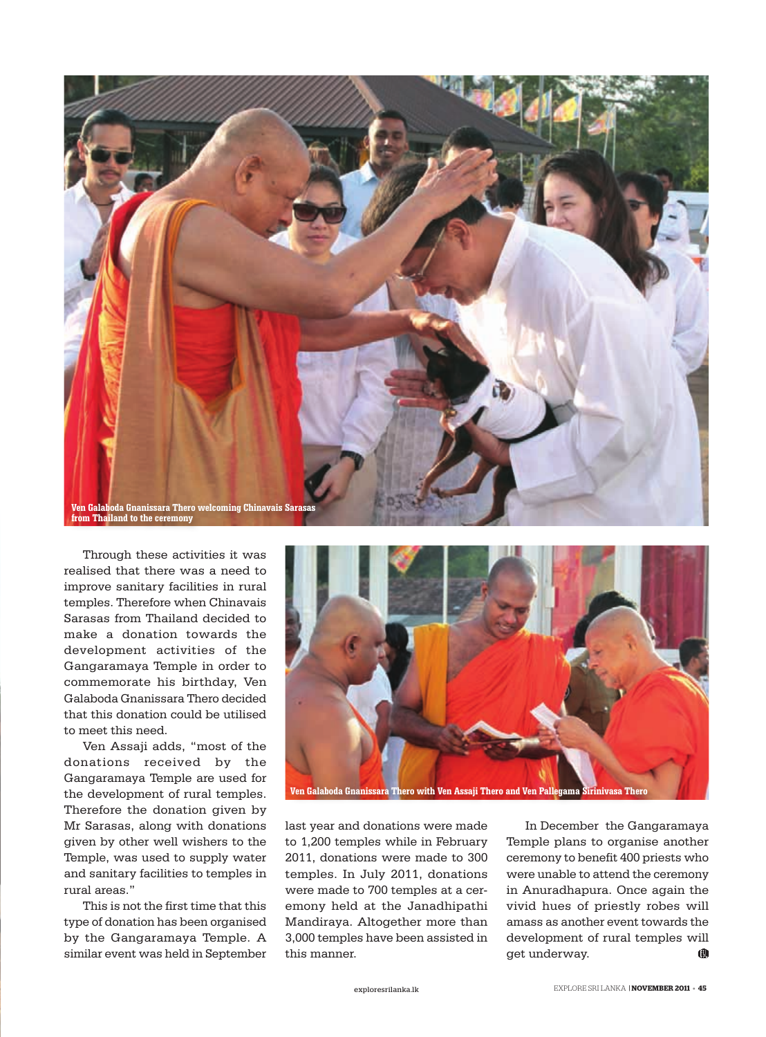Ven Galaboda Gnanissara Thero welcoming Chinavais Sarasas from Thailand to the ceremony

Through these activities it was realised that there was a need to improve sanitary facilities in rural temples. Therefore when Chinavais Sarasas from Thailand decided to make a donation towards the development activities of the Gangaramaya Temple in order to commemorate his birthday, Ven Galaboda Gnanissara Thero decided that this donation could be utilised to meet this need.

Ven Assaji adds, "most of the donations received by the Gangaramaya Temple are used for the development of rural temples. Therefore the donation given by Mr Sarasas, along with donations given by other well wishers to the Temple, was used to supply water and sanitary facilities to temples in rural areas."

This is not the first time that this type of donation has been organised by the Gangaramaya Temple. A similar event was held in September last year and donations were made to 1,200 temples while in February 2011, donations were made to 300 temples. In July 2011, donations were made to 700 temples at a ceremony held at the Janadhipathi Mandiraya. Altogether more than 3,000 temples have been assisted in this manner.

Ven Galaboda Gnanissara Thero with Ven Assaji Thero and Ven Pallegama Sirinivasa Thero

In December the Gangaramaya Temple plans to organise another ceremony to benefit 400 priests who were unable to attend the ceremony in Anuradhapura. Once again the vivid hues of priestly robes will amass as another event towards the development of rural temples will get underway.